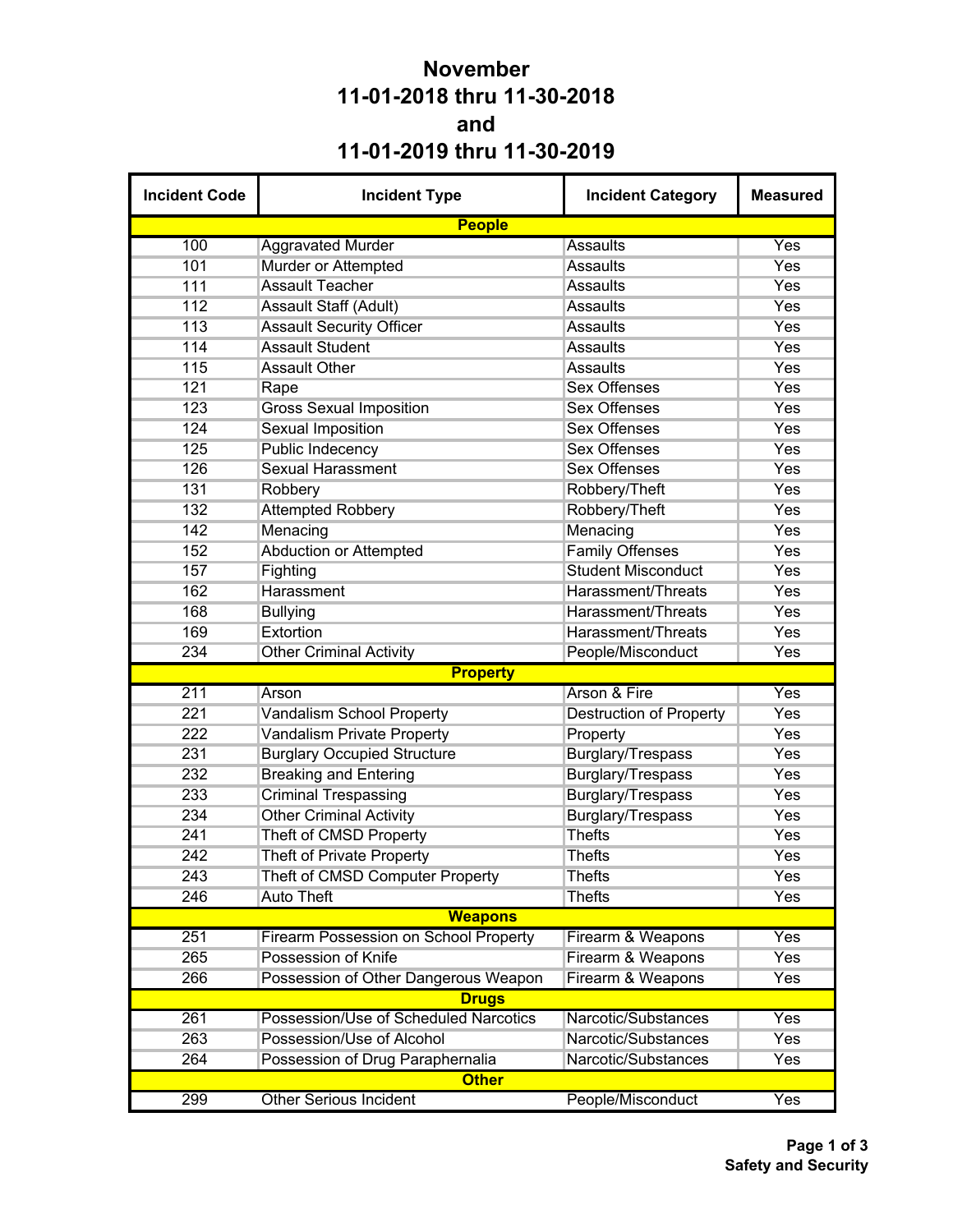# November
# 11-01-2018 thru 11-30-2018
# and
# 11-01-2019 thru 11-30-2019

| Incident Code | Incident Type | Incident Category | Measured |
|---|---|---|---|
| **People** | | | |
| 100 | Aggravated Murder | Assaults | Yes |
| 101 | Murder or Attempted | Assaults | Yes |
| 111 | Assault Teacher | Assaults | Yes |
| 112 | Assault Staff (Adult) | Assaults | Yes |
| 113 | Assault Security Officer | Assaults | Yes |
| 114 | Assault Student | Assaults | Yes |
| 115 | Assault Other | Assaults | Yes |
| 121 | Rape | Sex Offenses | Yes |
| 123 | Gross Sexual Imposition | Sex Offenses | Yes |
| 124 | Sexual Imposition | Sex Offenses | Yes |
| 125 | Public Indecency | Sex Offenses | Yes |
| 126 | Sexual Harassment | Sex Offenses | Yes |
| 131 | Robbery | Robbery/Theft | Yes |
| 132 | Attempted Robbery | Robbery/Theft | Yes |
| 142 | Menacing | Menacing | Yes |
| 152 | Abduction or Attempted | Family Offenses | Yes |
| 157 | Fighting | Student Misconduct | Yes |
| 162 | Harassment | Harassment/Threats | Yes |
| 168 | Bullying | Harassment/Threats | Yes |
| 169 | Extortion | Harassment/Threats | Yes |
| 234 | Other Criminal Activity | People/Misconduct | Yes |
| **Property** | | | |
| 211 | Arson | Arson & Fire | Yes |
| 221 | Vandalism School Property | Destruction of Property | Yes |
| 222 | Vandalism Private Property | Property | Yes |
| 231 | Burglary Occupied Structure | Burglary/Trespass | Yes |
| 232 | Breaking and Entering | Burglary/Trespass | Yes |
| 233 | Criminal Trespassing | Burglary/Trespass | Yes |
| 234 | Other Criminal Activity | Burglary/Trespass | Yes |
| 241 | Theft of CMSD Property | Thefts | Yes |
| 242 | Theft of Private Property | Thefts | Yes |
| 243 | Theft of CMSD Computer Property | Thefts | Yes |
| 246 | Auto Theft | Thefts | Yes |
| **Weapons** | | | |
| 251 | Firearm Possession on School Property | Firearm & Weapons | Yes |
| 265 | Possession of Knife | Firearm & Weapons | Yes |
| 266 | Possession of Other Dangerous Weapon | Firearm & Weapons | Yes |
| **Drugs** | | | |
| 261 | Possession/Use of Scheduled Narcotics | Narcotic/Substances | Yes |
| 263 | Possession/Use of Alcohol | Narcotic/Substances | Yes |
| 264 | Possession of Drug Paraphernalia | Narcotic/Substances | Yes |
| **Other** | | | |
| 299 | Other Serious Incident | People/Misconduct | Yes |

**Safety and Security**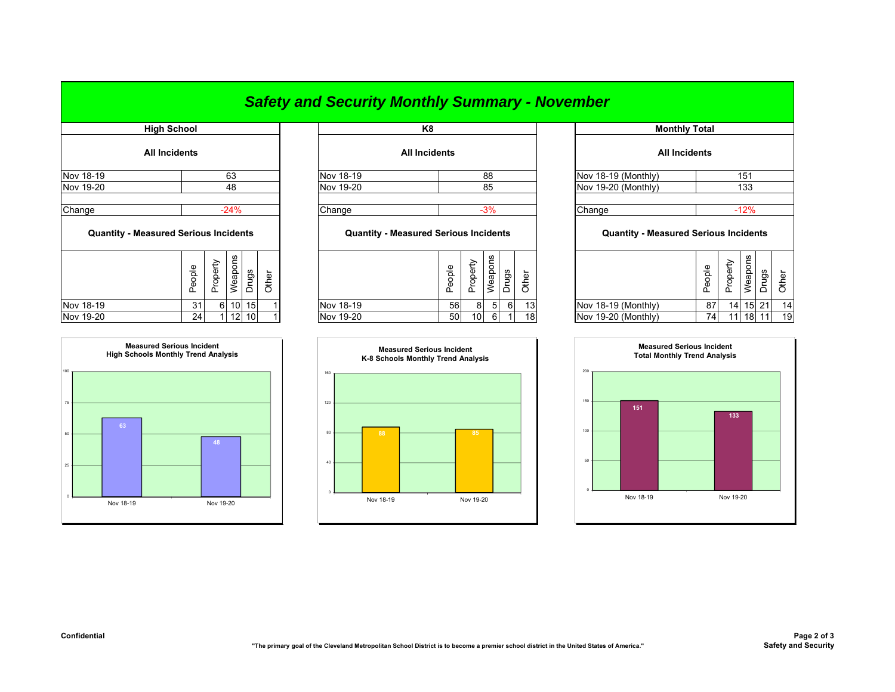# Safety and Security Monthly Summary - November

## High School

**All Incidents**

| | |
|---|---|
| Nov 18-19 | 63 |
| Nov 19-20 | 48 |
| Change | -24% |

**Quantity - Measured Serious Incidents**

| | People | Property | Weapons | Drugs | Other |
|---|---|---|---|---|---|
| Nov 18-19 | 31 | 6 | 10 | 15 | 1 |
| Nov 19-20 | 24 | 1 | 12 | 10 | 1 |

## K8

**All Incidents**

| | |
|---|---|
| Nov 18-19 | 88 |
| Nov 19-20 | 85 |
| Change | -3% |

**Quantity - Measured Serious Incidents**

| | People | Property | Weapons | Drugs | Other |
|---|---|---|---|---|---|
| Nov 18-19 | 56 | 8 | 5 | 6 | 13 |
| Nov 19-20 | 50 | 10 | 6 | 1 | 18 |

## Monthly Total

**All Incidents**

| | |
|---|---|
| Nov 18-19 (Monthly) | 151 |
| Nov 19-20 (Monthly) | 133 |
| Change | -12% |

**Quantity - Measured Serious Incidents**

| | People | Property | Weapons | Drugs | Other |
|---|---|---|---|---|---|
| Nov 18-19 (Monthly) | 87 | 14 | 15 | 21 | 14 |
| Nov 19-20 (Monthly) | 74 | 11 | 18 | 11 | 19 |

**Measured Serious Incident High Schools Monthly Trend Analysis**

| | Nov 18-19 | Nov 19-20 |
|---|---|---|
| High Schools | 63 | 48 |

**Measured Serious Incident K-8 Schools Monthly Trend Analysis**

| | Nov 18-19 | Nov 19-20 |
|---|---|---|
| K-8 Schools | 88 | 85 |

**Measured Serious Incident Total Monthly Trend Analysis**

| | Nov 18-19 | Nov 19-20 |
|---|---|---|
| Total | 151 | 133 |

**Confidential**

**"The primary goal of the Cleveland Metropolitan School District is to become a premier school district in the United States of America."**

**Safety and Security**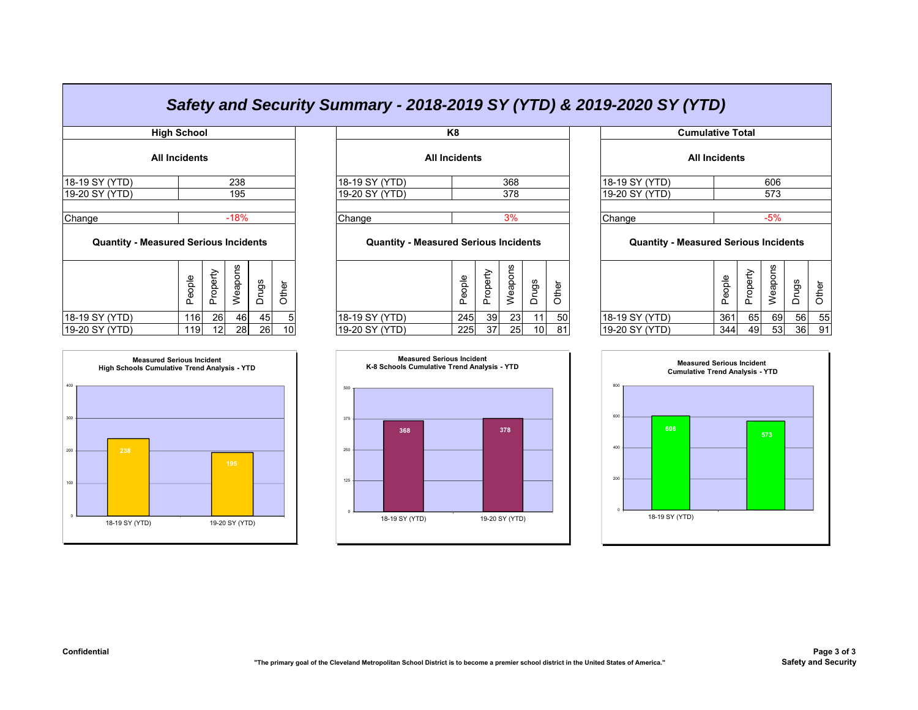# *Safety and Security Summary - 2018-2019 SY (YTD) & 2019-2020 SY (YTD)*

## High School

### All Incidents

| | |
|---|---|
| 18-19 SY (YTD) | 238 |
| 19-20 SY (YTD) | 195 |
| Change | -18% |

### Quantity - Measured Serious Incidents

| | People | Property | Weapons | Drugs | Other |
|---|---|---|---|---|---|
| 18-19 SY (YTD) | 116 | 26 | 46 | 45 | 5 |
| 19-20 SY (YTD) | 119 | 12 | 28 | 26 | 10 |

**Measured Serious Incident**
**High Schools Cumulative Trend Analysis - YTD**

400
300
200
100
0
238
195
18-19 SY (YTD)
19-20 SY (YTD)

## K8

### All Incidents

| | |
|---|---|
| 18-19 SY (YTD) | 368 |
| 19-20 SY (YTD) | 378 |
| Change | 3% |

### Quantity - Measured Serious Incidents

| | People | Property | Weapons | Drugs | Other |
|---|---|---|---|---|---|
| 18-19 SY (YTD) | 245 | 39 | 23 | 11 | 50 |
| 19-20 SY (YTD) | 225 | 37 | 25 | 10 | 81 |

**Measured Serious Incident**
**K-8 Schools Cumulative Trend Analysis - YTD**

500
375
250
125
0
368
378
18-19 SY (YTD)
19-20 SY (YTD)

## Cumulative Total

### All Incidents

| | |
|---|---|
| 18-19 SY (YTD) | 606 |
| 19-20 SY (YTD) | 573 |
| Change | -5% |

### Quantity - Measured Serious Incidents

| | People | Property | Weapons | Drugs | Other |
|---|---|---|---|---|---|
| 18-19 SY (YTD) | 361 | 65 | 69 | 56 | 55 |
| 19-20 SY (YTD) | 344 | 49 | 53 | 36 | 91 |

**Measured Serious Incident**
**Cumulative Trend Analysis - YTD**

800
600
400
200
0
606
573
18-19 SY (YTD)

**Confidential**

**"The primary goal of the Cleveland Metropolitan School District is to become a premier school district in the United States of America."**

**Safety and Security**